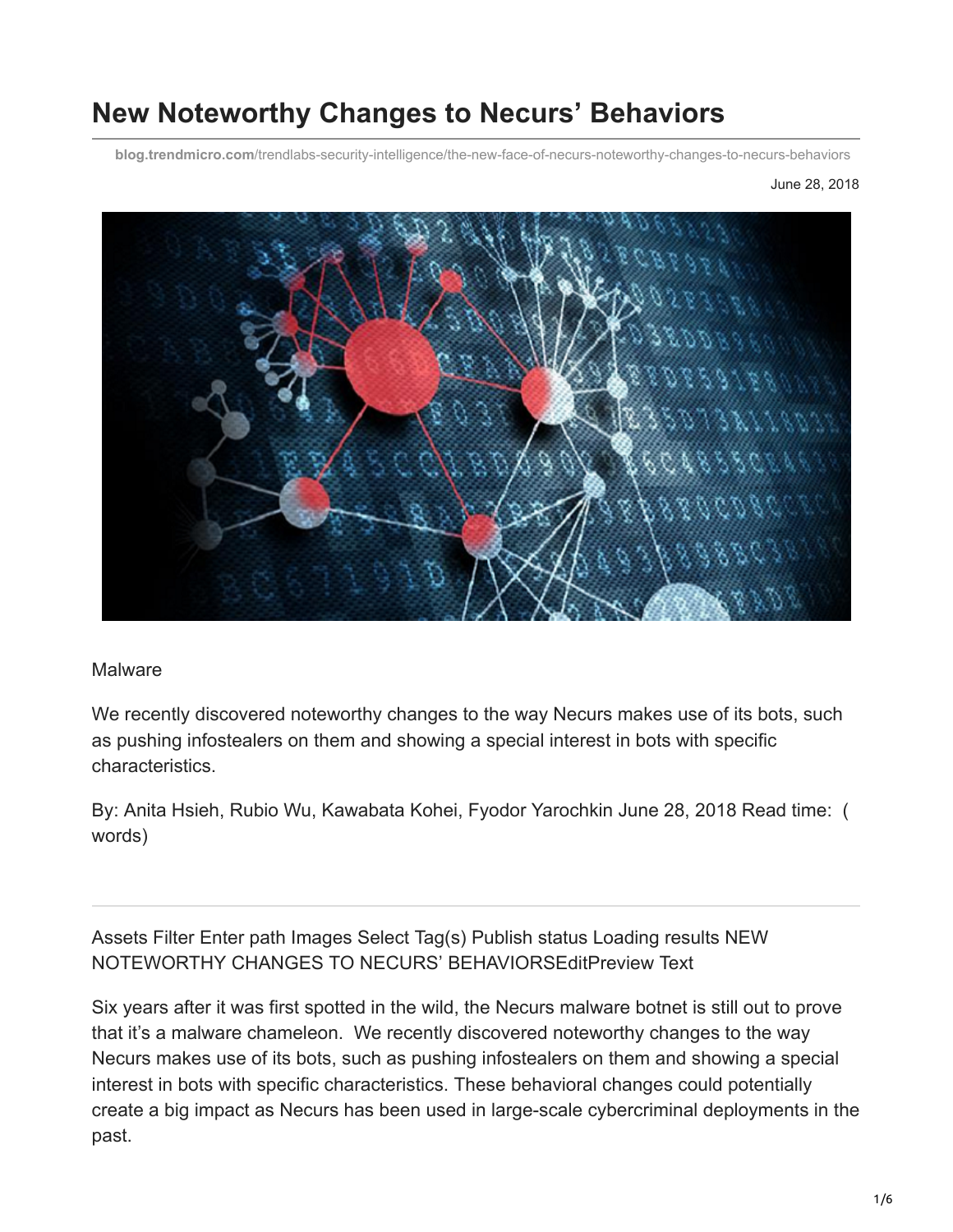# New Noteworthy Changes to Necurs' Behaviors

**blog.trendmicro.com**/trendlabs-security-intelligence/the-new-face-of-necurs-noteworthy-changes-to-necurs-behaviors

June 28, 2018

Malware

We recently discovered noteworthy changes to the way Necurs makes use of its bots, such as pushing infostealers on them and showing a special interest in bots with specific characteristics.

By: Anita Hsieh, Rubio Wu, Kawabata Kohei, Fyodor Yarochkin June 28, 2018 Read time: ( words)

---

Assets Filter Enter path Images Select Tag(s) Publish status Loading results NEW NOTEWORTHY CHANGES TO NECURS' BEHAVIORSEditPreview Text

Six years after it was first spotted in the wild, the Necurs malware botnet is still out to prove that it's a malware chameleon. We recently discovered noteworthy changes to the way Necurs makes use of its bots, such as pushing infostealers on them and showing a special interest in bots with specific characteristics. These behavioral changes could potentially create a big impact as Necurs has been used in large-scale cybercriminal deployments in the past.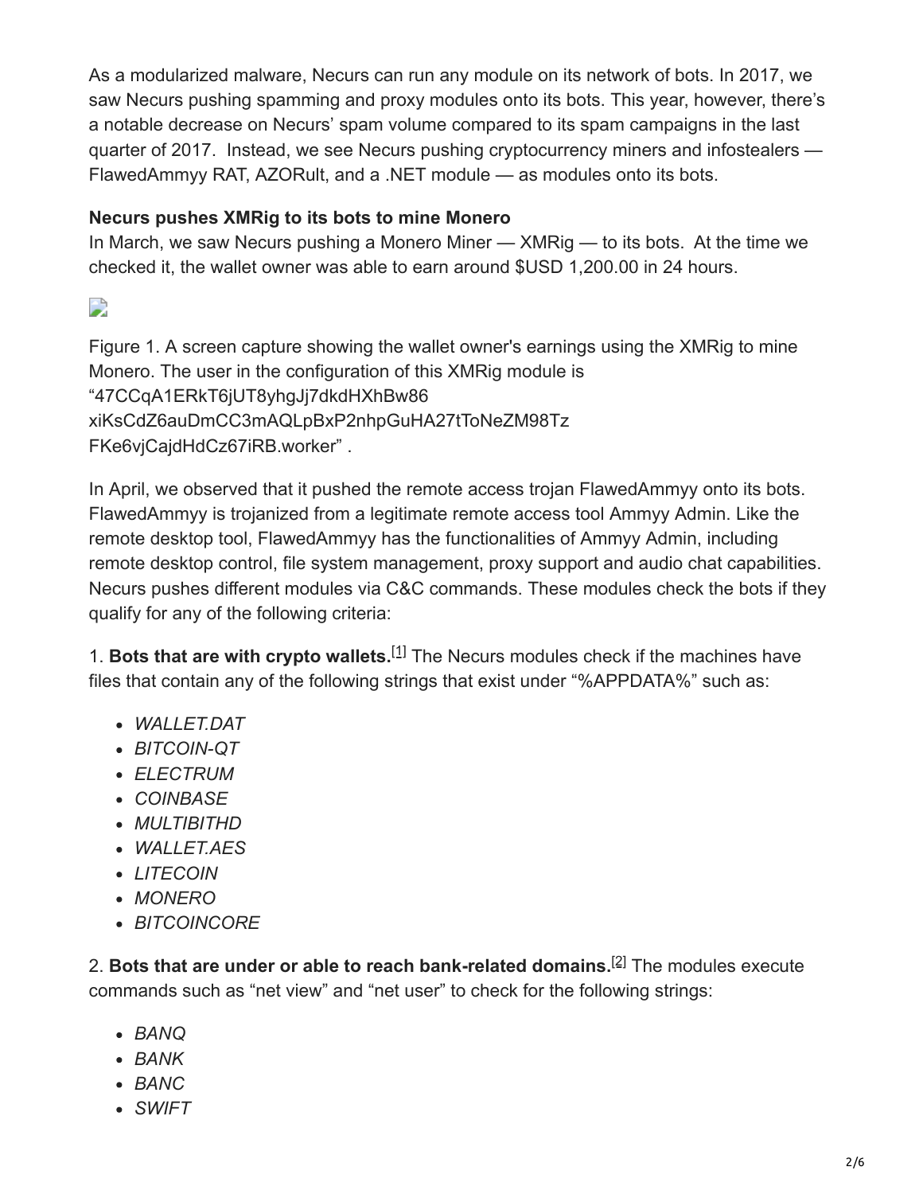As a modularized malware, Necurs can run any module on its network of bots. In 2017, we saw Necurs pushing spamming and proxy modules onto its bots. This year, however, there's a notable decrease on Necurs' spam volume compared to its spam campaigns in the last quarter of 2017. Instead, we see Necurs pushing cryptocurrency miners and infostealers — FlawedAmmyy RAT, AZORult, and a .NET module — as modules onto its bots.

**Necurs pushes XMRig to its bots to mine Monero**
In March, we saw Necurs pushing a Monero Miner — XMRig — to its bots. At the time we checked it, the wallet owner was able to earn around $USD 1,200.00 in 24 hours.

Figure 1. A screen capture showing the wallet owner's earnings using the XMRig to mine Monero. The user in the configuration of this XMRig module is "47CCqA1ERkT6jUT8yhgJj7dkdHXhBw86 xiKsCdZ6auDmCC3mAQLpBxP2nhpGuHA27tToNeZM98Tz FKe6vjCajdHdCz67iRB.worker" .

In April, we observed that it pushed the remote access trojan FlawedAmmyy onto its bots. FlawedAmmyy is trojanized from a legitimate remote access tool Ammyy Admin. Like the remote desktop tool, FlawedAmmyy has the functionalities of Ammyy Admin, including remote desktop control, file system management, proxy support and audio chat capabilities. Necurs pushes different modules via C&C commands. These modules check the bots if they qualify for any of the following criteria:

1. **Bots that are with crypto wallets.**[1] The Necurs modules check if the machines have files that contain any of the following strings that exist under "%APPDATA%" such as:

- *WALLET.DAT*
- *BITCOIN-QT*
- *ELECTRUM*
- *COINBASE*
- *MULTIBITHD*
- *WALLET.AES*
- *LITECOIN*
- *MONERO*
- *BITCOINCORE*

2. **Bots that are under or able to reach bank-related domains.**[2] The modules execute commands such as "net view" and "net user" to check for the following strings:

- *BANQ*
- *BANK*
- *BANC*
- *SWIFT*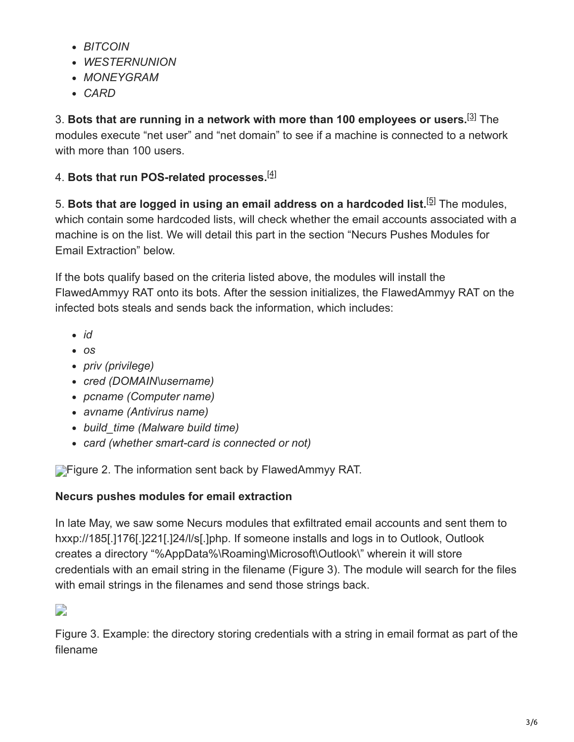- *BITCOIN*
- *WESTERNUNION*
- *MONEYGRAM*
- *CARD*

3. **Bots that are running in a network with more than 100 employees or users.**[3] The modules execute “net user” and “net domain” to see if a machine is connected to a network with more than 100 users.

4. **Bots that run POS-related processes.**[4]

5. **Bots that are logged in using an email address on a hardcoded list.**[5] The modules, which contain some hardcoded lists, will check whether the email accounts associated with a machine is on the list. We will detail this part in the section “Necurs Pushes Modules for Email Extraction” below.

If the bots qualify based on the criteria listed above, the modules will install the FlawedAmmyy RAT onto its bots. After the session initializes, the FlawedAmmyy RAT on the infected bots steals and sends back the information, which includes:

- *id*
- *os*
- *priv (privilege)*
- *cred (DOMAIN\username)*
- *pcname (Computer name)*
- *avname (Antivirus name)*
- *build_time (Malware build time)*
- *card (whether smart-card is connected or not)*

Figure 2. The information sent back by FlawedAmmyy RAT.

**Necurs pushes modules for email extraction**

In late May, we saw some Necurs modules that exfiltrated email accounts and sent them to hxxp://185[.]176[.]221[.]24/l/s[.]php. If someone installs and logs in to Outlook, Outlook creates a directory “%AppData%\Roaming\Microsoft\Outlook\” wherein it will store credentials with an email string in the filename (Figure 3). The module will search for the files with email strings in the filenames and send those strings back.

Figure 3. Example: the directory storing credentials with a string in email format as part of the filename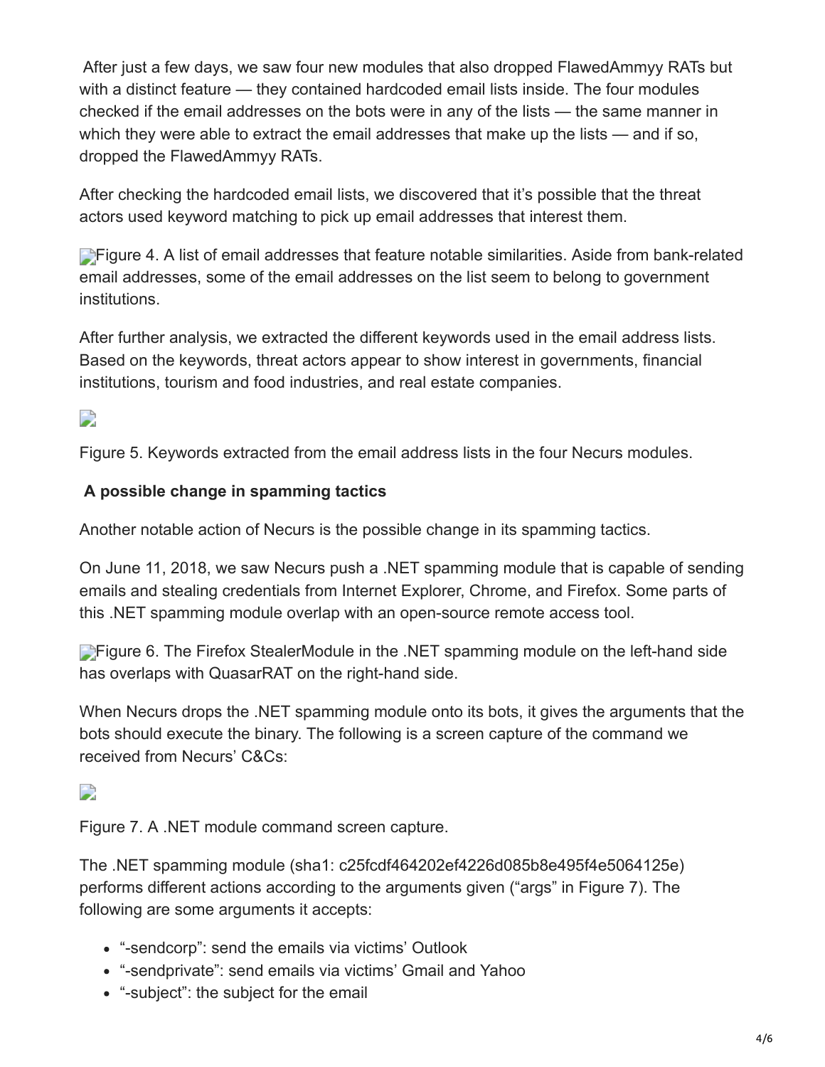After just a few days, we saw four new modules that also dropped FlawedAmmyy RATs but with a distinct feature — they contained hardcoded email lists inside. The four modules checked if the email addresses on the bots were in any of the lists — the same manner in which they were able to extract the email addresses that make up the lists — and if so, dropped the FlawedAmmyy RATs.

After checking the hardcoded email lists, we discovered that it's possible that the threat actors used keyword matching to pick up email addresses that interest them.

Figure 4. A list of email addresses that feature notable similarities. Aside from bank-related email addresses, some of the email addresses on the list seem to belong to government institutions.

After further analysis, we extracted the different keywords used in the email address lists. Based on the keywords, threat actors appear to show interest in governments, financial institutions, tourism and food industries, and real estate companies.

Figure 5. Keywords extracted from the email address lists in the four Necurs modules.

### A possible change in spamming tactics

Another notable action of Necurs is the possible change in its spamming tactics.

On June 11, 2018, we saw Necurs push a .NET spamming module that is capable of sending emails and stealing credentials from Internet Explorer, Chrome, and Firefox. Some parts of this .NET spamming module overlap with an open-source remote access tool.

Figure 6. The Firefox StealerModule in the .NET spamming module on the left-hand side has overlaps with QuasarRAT on the right-hand side.

When Necurs drops the .NET spamming module onto its bots, it gives the arguments that the bots should execute the binary. The following is a screen capture of the command we received from Necurs' C&Cs:

Figure 7. A .NET module command screen capture.

The .NET spamming module (sha1: c25fcdf464202ef4226d085b8e495f4e5064125e) performs different actions according to the arguments given ("args" in Figure 7). The following are some arguments it accepts:

- "-sendcorp": send the emails via victims' Outlook
- "-sendprivate": send emails via victims' Gmail and Yahoo
- "-subject": the subject for the email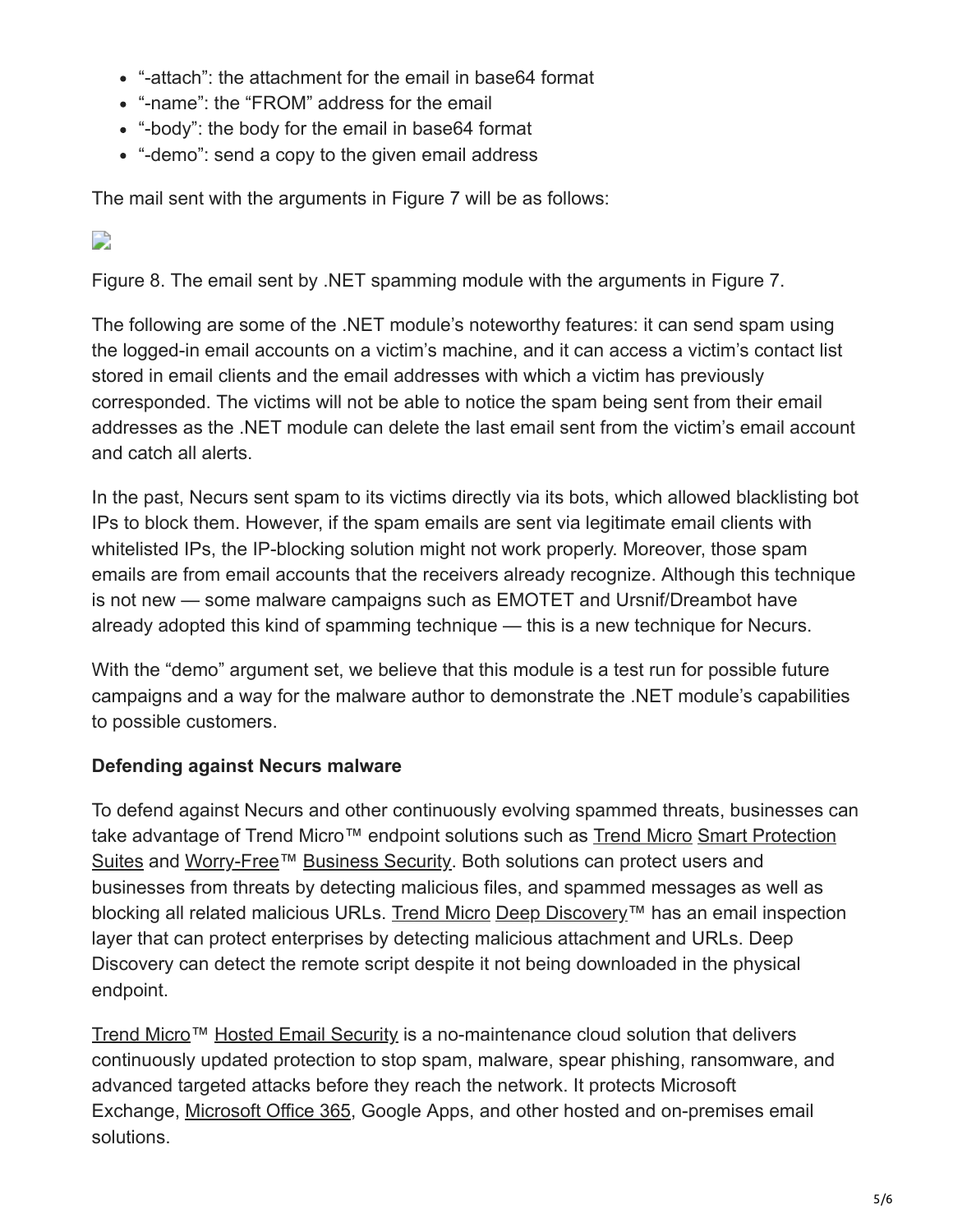- "-attach": the attachment for the email in base64 format
- "-name": the "FROM" address for the email
- "-body": the body for the email in base64 format
- "-demo": send a copy to the given email address

The mail sent with the arguments in Figure 7 will be as follows:

Figure 8. The email sent by .NET spamming module with the arguments in Figure 7.

The following are some of the .NET module's noteworthy features: it can send spam using the logged-in email accounts on a victim's machine, and it can access a victim's contact list stored in email clients and the email addresses with which a victim has previously corresponded. The victims will not be able to notice the spam being sent from their email addresses as the .NET module can delete the last email sent from the victim's email account and catch all alerts.

In the past, Necurs sent spam to its victims directly via its bots, which allowed blacklisting bot IPs to block them. However, if the spam emails are sent via legitimate email clients with whitelisted IPs, the IP-blocking solution might not work properly. Moreover, those spam emails are from email accounts that the receivers already recognize. Although this technique is not new — some malware campaigns such as EMOTET and Ursnif/Dreambot have already adopted this kind of spamming technique — this is a new technique for Necurs.

With the "demo" argument set, we believe that this module is a test run for possible future campaigns and a way for the malware author to demonstrate the .NET module's capabilities to possible customers.

**Defending against Necurs malware**

To defend against Necurs and other continuously evolving spammed threats, businesses can take advantage of Trend Micro™ endpoint solutions such as Trend Micro Smart Protection Suites and Worry-Free™ Business Security. Both solutions can protect users and businesses from threats by detecting malicious files, and spammed messages as well as blocking all related malicious URLs. Trend Micro Deep Discovery™ has an email inspection layer that can protect enterprises by detecting malicious attachment and URLs. Deep Discovery can detect the remote script despite it not being downloaded in the physical endpoint.

Trend Micro™ Hosted Email Security is a no-maintenance cloud solution that delivers continuously updated protection to stop spam, malware, spear phishing, ransomware, and advanced targeted attacks before they reach the network. It protects Microsoft Exchange, Microsoft Office 365, Google Apps, and other hosted and on-premises email solutions.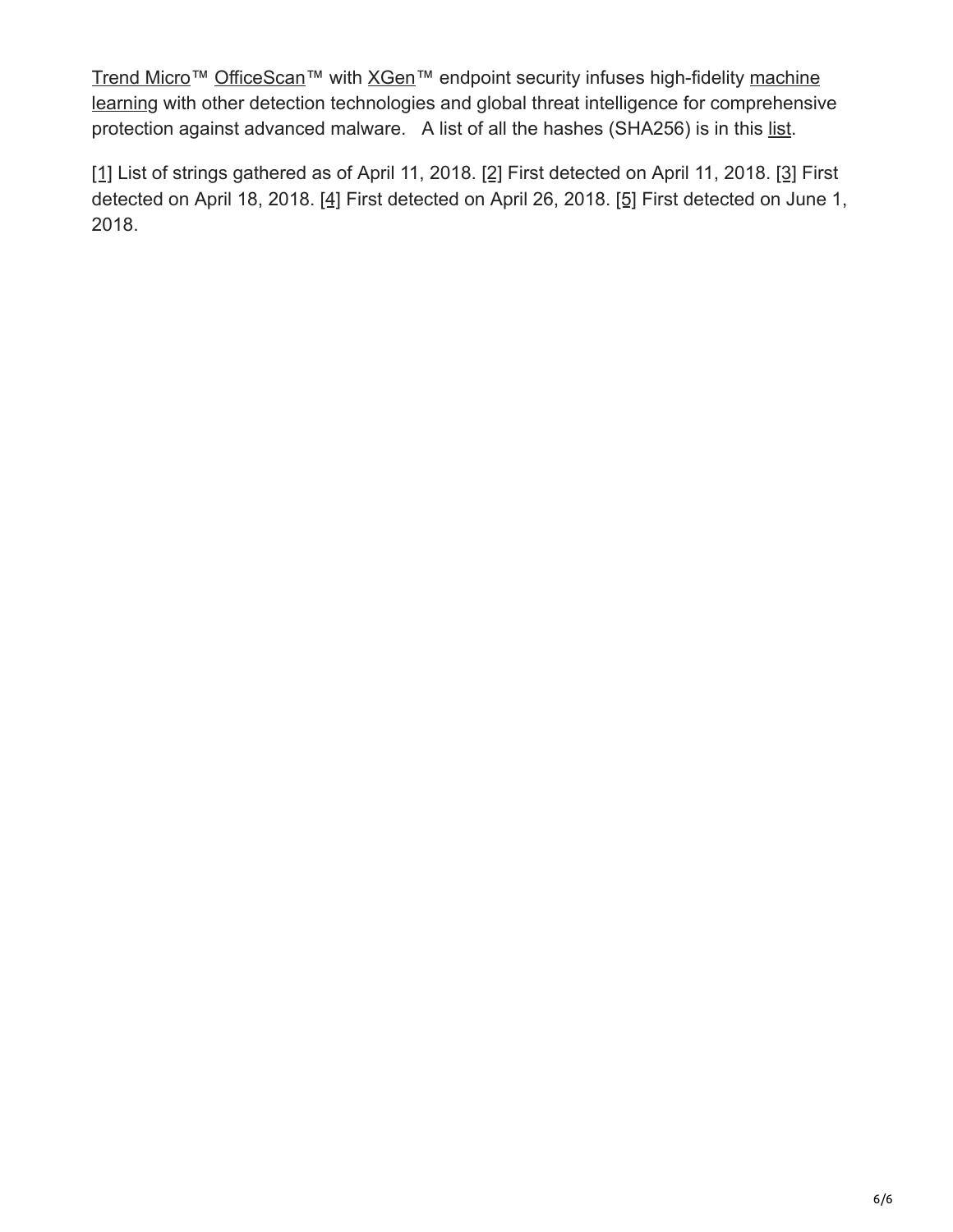Trend Micro™ OfficeScan™ with XGen™ endpoint security infuses high-fidelity machine learning with other detection technologies and global threat intelligence for comprehensive protection against advanced malware.   A list of all the hashes (SHA256) is in this list.

[1] List of strings gathered as of April 11, 2018. [2] First detected on April 11, 2018. [3] First detected on April 18, 2018. [4] First detected on April 26, 2018. [5] First detected on June 1, 2018.